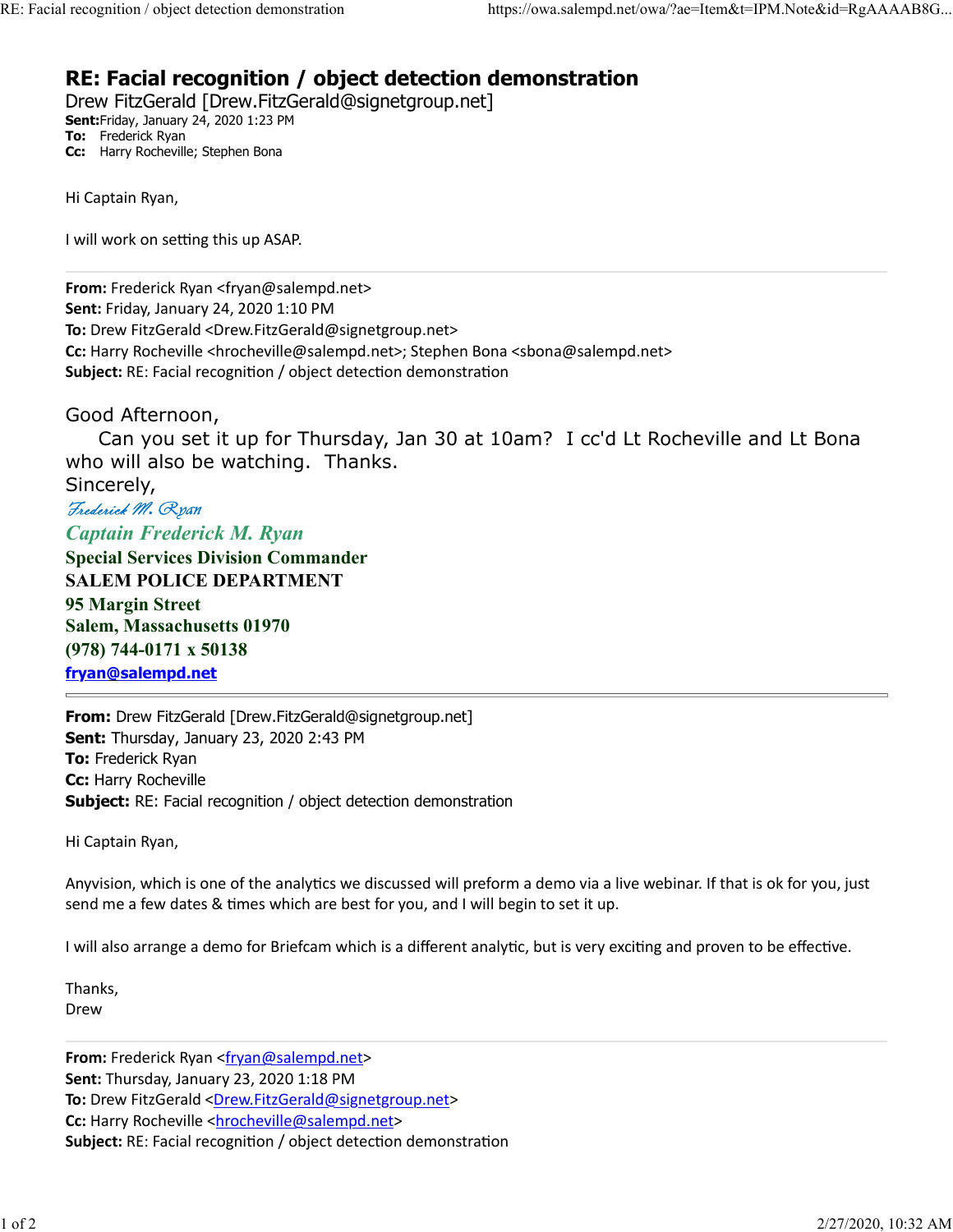# RE: Facial recognition / object detection demonstration

Drew FitzGerald [Drew.FitzGerald@signetgroup.net]

**Sent:** Friday, January 24, 2020 1:23 PM
**To:** Frederick Ryan
**Cc:** Harry Rocheville; Stephen Bona

Hi Captain Ryan,

I will work on setting this up ASAP.

---

**From:** Frederick Ryan <fryan@salempd.net>
**Sent:** Friday, January 24, 2020 1:10 PM
**To:** Drew FitzGerald <Drew.FitzGerald@signetgroup.net>
**Cc:** Harry Rocheville <hrocheville@salempd.net>; Stephen Bona <sbona@salempd.net>
**Subject:** RE: Facial recognition / object detection demonstration

Good Afternoon,

Can you set it up for Thursday, Jan 30 at 10am? I cc'd Lt Rocheville and Lt Bona who will also be watching. Thanks.

Sincerely,

*Frederick M. Ryan*

*Captain Frederick M. Ryan*
**Special Services Division Commander**
**SALEM POLICE DEPARTMENT**
**95 Margin Street**
**Salem, Massachusetts 01970**
**(978) 744-0171 x 50138**
**fryan@salempd.net**

---

**From:** Drew FitzGerald [Drew.FitzGerald@signetgroup.net]
**Sent:** Thursday, January 23, 2020 2:43 PM
**To:** Frederick Ryan
**Cc:** Harry Rocheville
**Subject:** RE: Facial recognition / object detection demonstration

Hi Captain Ryan,

Anyvision, which is one of the analytics we discussed will preform a demo via a live webinar. If that is ok for you, just send me a few dates & times which are best for you, and I will begin to set it up.

I will also arrange a demo for Briefcam which is a different analytic, but is very exciting and proven to be effective.

Thanks,
Drew

---

**From:** Frederick Ryan <fryan@salempd.net>
**Sent:** Thursday, January 23, 2020 1:18 PM
**To:** Drew FitzGerald <Drew.FitzGerald@signetgroup.net>
**Cc:** Harry Rocheville <hrocheville@salempd.net>
**Subject:** RE: Facial recognition / object detection demonstration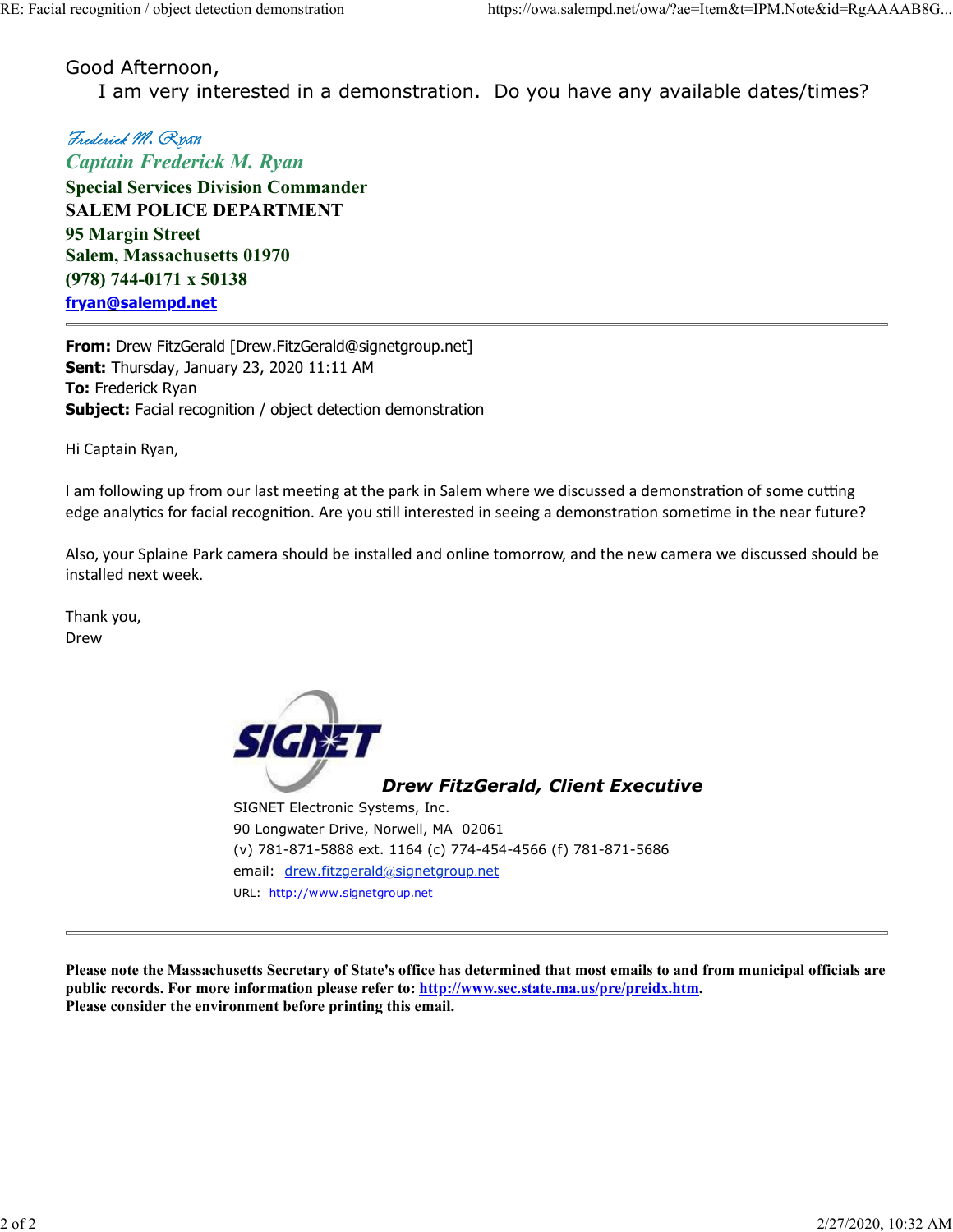Good Afternoon,

I am very interested in a demonstration. Do you have any available dates/times?

*Frederick M. Ryan*

***Captain Frederick M. Ryan***

**Special Services Division Commander**

**SALEM POLICE DEPARTMENT**

**95 Margin Street**

**Salem, Massachusetts 01970**

**(978) 744-0171 x 50138**

**fryan@salempd.net**

---

**From:** Drew FitzGerald [Drew.FitzGerald@signetgroup.net]

**Sent:** Thursday, January 23, 2020 11:11 AM

**To:** Frederick Ryan

**Subject:** Facial recognition / object detection demonstration

Hi Captain Ryan,

I am following up from our last meeting at the park in Salem where we discussed a demonstration of some cutting edge analytics for facial recognition. Are you still interested in seeing a demonstration sometime in the near future?

Also, your Splaine Park camera should be installed and online tomorrow, and the new camera we discussed should be installed next week.

Thank you,

Drew

SIGNET

***Drew FitzGerald, Client Executive***

SIGNET Electronic Systems, Inc.

90 Longwater Drive, Norwell, MA 02061

(v) 781-871-5888 ext. 1164 (c) 774-454-4566 (f) 781-871-5686

email: drew.fitzgerald@signetgroup.net

URL: http://www.signetgroup.net

---

**Please note the Massachusetts Secretary of State's office has determined that most emails to and from municipal officials are public records. For more information please refer to: http://www.sec.state.ma.us/pre/preidx.htm.**

**Please consider the environment before printing this email.**